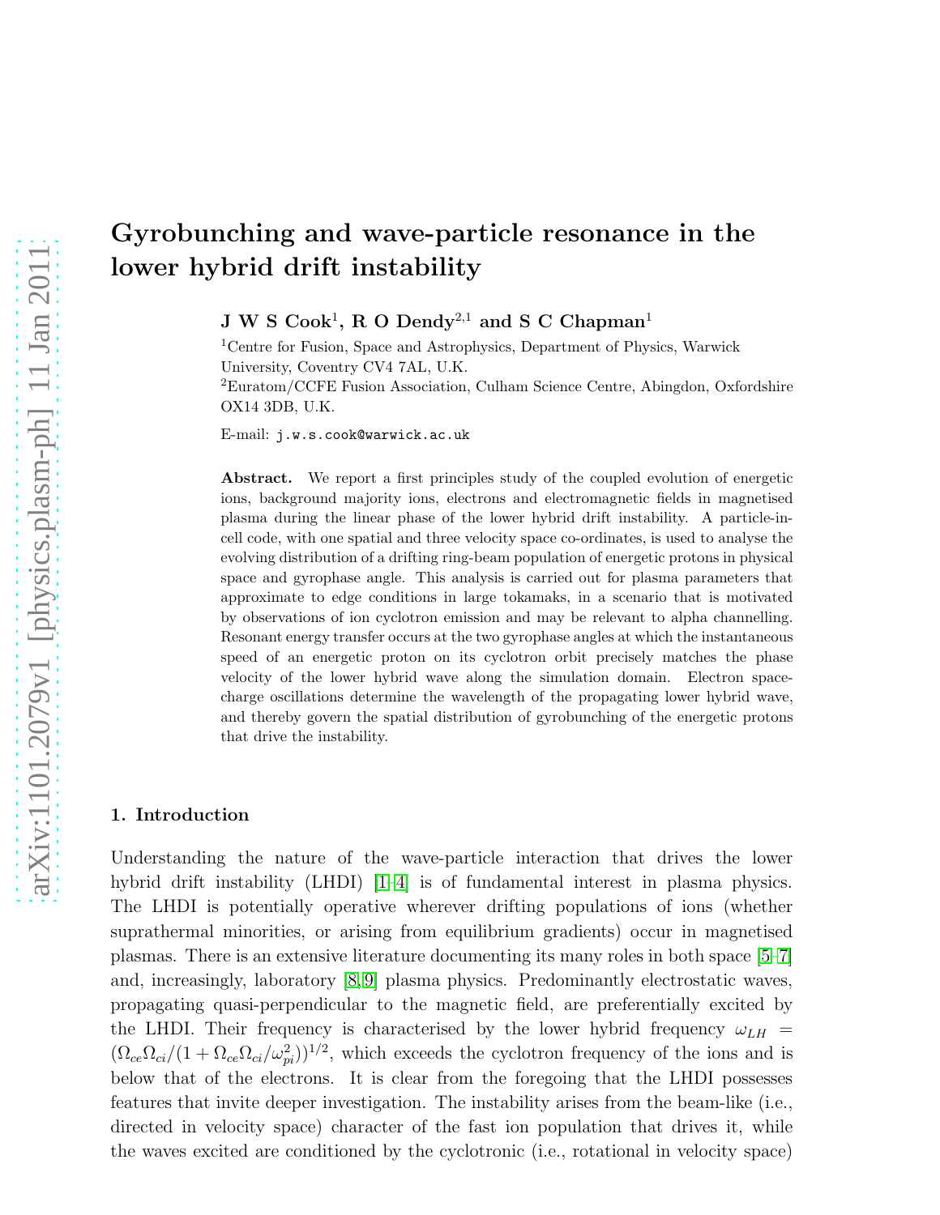# Gyrobunching and wave-particle resonance in the lower hybrid drift instability

**J W S Cook**[1], **R O Dendy**[2,1] **and S C Chapman**[1]

[1]Centre for Fusion, Space and Astrophysics, Department of Physics, Warwick University, Coventry CV4 7AL, U.K.

[2]Euratom/CCFE Fusion Association, Culham Science Centre, Abingdon, Oxfordshire OX14 3DB, U.K.

E-mail: j.w.s.cook@warwick.ac.uk

**Abstract.** We report a first principles study of the coupled evolution of energetic ions, background majority ions, electrons and electromagnetic fields in magnetised plasma during the linear phase of the lower hybrid drift instability. A particle-in-cell code, with one spatial and three velocity space co-ordinates, is used to analyse the evolving distribution of a drifting ring-beam population of energetic protons in physical space and gyrophase angle. This analysis is carried out for plasma parameters that approximate to edge conditions in large tokamaks, in a scenario that is motivated by observations of ion cyclotron emission and may be relevant to alpha channelling. Resonant energy transfer occurs at the two gyrophase angles at which the instantaneous speed of an energetic proton on its cyclotron orbit precisely matches the phase velocity of the lower hybrid wave along the simulation domain. Electron space-charge oscillations determine the wavelength of the propagating lower hybrid wave, and thereby govern the spatial distribution of gyrobunching of the energetic protons that drive the instability.

## 1. Introduction

Understanding the nature of the wave-particle interaction that drives the lower hybrid drift instability (LHDI) [1–4] is of fundamental interest in plasma physics. The LHDI is potentially operative wherever drifting populations of ions (whether suprathermal minorities, or arising from equilibrium gradients) occur in magnetised plasmas. There is an extensive literature documenting its many roles in both space [5–7] and, increasingly, laboratory [8,9] plasma physics. Predominantly electrostatic waves, propagating quasi-perpendicular to the magnetic field, are preferentially excited by the LHDI. Their frequency is characterised by the lower hybrid frequency $\omega_{LH} = (\Omega_{ce}\Omega_{ci}/(1 + \Omega_{ce}\Omega_{ci}/\omega_{pi}^2))^{1/2}$, which exceeds the cyclotron frequency of the ions and is below that of the electrons. It is clear from the foregoing that the LHDI possesses features that invite deeper investigation. The instability arises from the beam-like (i.e., directed in velocity space) character of the fast ion population that drives it, while the waves excited are conditioned by the cyclotronic (i.e., rotational in velocity space)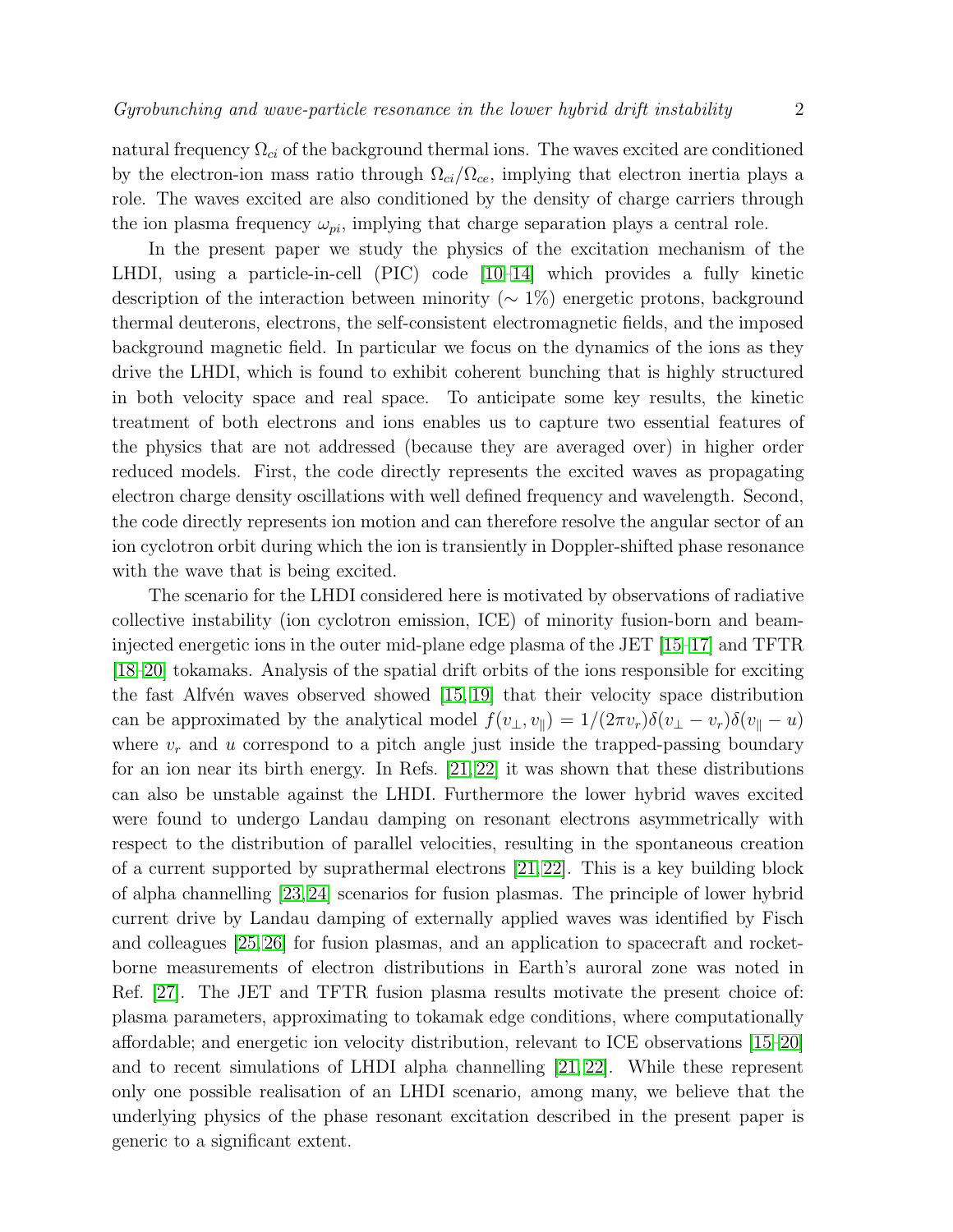natural frequency $\Omega_{ci}$ of the background thermal ions. The waves excited are conditioned by the electron-ion mass ratio through $\Omega_{ci}/\Omega_{ce}$, implying that electron inertia plays a role. The waves excited are also conditioned by the density of charge carriers through the ion plasma frequency $\omega_{pi}$, implying that charge separation plays a central role.

In the present paper we study the physics of the excitation mechanism of the LHDI, using a particle-in-cell (PIC) code [10–14] which provides a fully kinetic description of the interaction between minority ($\sim 1\%$) energetic protons, background thermal deuterons, electrons, the self-consistent electromagnetic fields, and the imposed background magnetic field. In particular we focus on the dynamics of the ions as they drive the LHDI, which is found to exhibit coherent bunching that is highly structured in both velocity space and real space. To anticipate some key results, the kinetic treatment of both electrons and ions enables us to capture two essential features of the physics that are not addressed (because they are averaged over) in higher order reduced models. First, the code directly represents the excited waves as propagating electron charge density oscillations with well defined frequency and wavelength. Second, the code directly represents ion motion and can therefore resolve the angular sector of an ion cyclotron orbit during which the ion is transiently in Doppler-shifted phase resonance with the wave that is being excited.

The scenario for the LHDI considered here is motivated by observations of radiative collective instability (ion cyclotron emission, ICE) of minority fusion-born and beam-injected energetic ions in the outer mid-plane edge plasma of the JET [15–17] and TFTR [18–20] tokamaks. Analysis of the spatial drift orbits of the ions responsible for exciting the fast Alfvén waves observed showed [15, 19] that their velocity space distribution can be approximated by the analytical model $f(v_\perp, v_\parallel) = 1/(2\pi v_r)\delta(v_\perp - v_r)\delta(v_\parallel - u)$ where $v_r$ and $u$ correspond to a pitch angle just inside the trapped-passing boundary for an ion near its birth energy. In Refs. [21, 22] it was shown that these distributions can also be unstable against the LHDI. Furthermore the lower hybrid waves excited were found to undergo Landau damping on resonant electrons asymmetrically with respect to the distribution of parallel velocities, resulting in the spontaneous creation of a current supported by suprathermal electrons [21, 22]. This is a key building block of alpha channelling [23, 24] scenarios for fusion plasmas. The principle of lower hybrid current drive by Landau damping of externally applied waves was identified by Fisch and colleagues [25, 26] for fusion plasmas, and an application to spacecraft and rocket-borne measurements of electron distributions in Earth's auroral zone was noted in Ref. [27]. The JET and TFTR fusion plasma results motivate the present choice of: plasma parameters, approximating to tokamak edge conditions, where computationally affordable; and energetic ion velocity distribution, relevant to ICE observations [15–20] and to recent simulations of LHDI alpha channelling [21, 22]. While these represent only one possible realisation of an LHDI scenario, among many, we believe that the underlying physics of the phase resonant excitation described in the present paper is generic to a significant extent.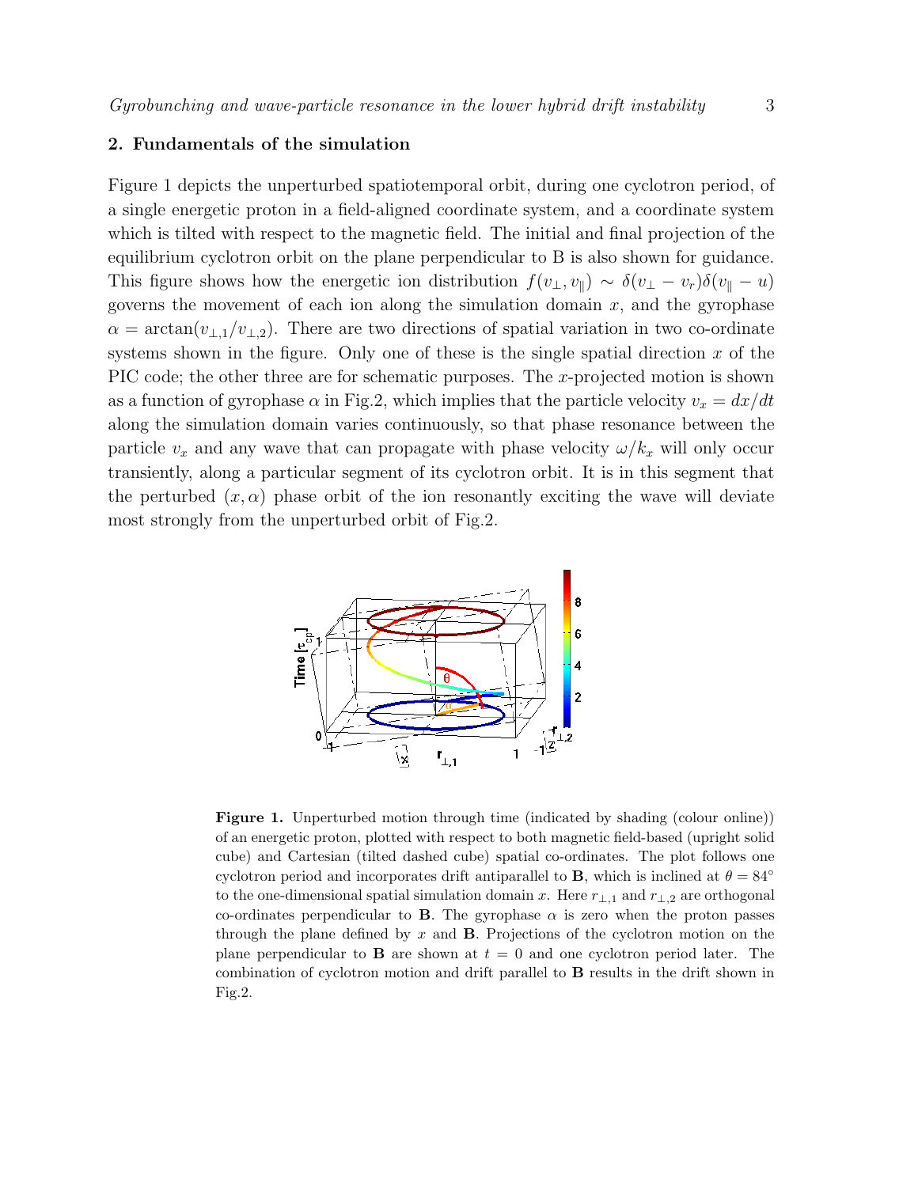## 2. Fundamentals of the simulation

Figure 1 depicts the unperturbed spatiotemporal orbit, during one cyclotron period, of a single energetic proton in a field-aligned coordinate system, and a coordinate system which is tilted with respect to the magnetic field. The initial and final projection of the equilibrium cyclotron orbit on the plane perpendicular to B is also shown for guidance. This figure shows how the energetic ion distribution $f(v_\perp, v_\parallel) \sim \delta(v_\perp - v_r)\delta(v_\parallel - u)$ governs the movement of each ion along the simulation domain $x$, and the gyrophase $\alpha = \arctan(v_{\perp,1}/v_{\perp,2})$. There are two directions of spatial variation in two co-ordinate systems shown in the figure. Only one of these is the single spatial direction $x$ of the PIC code; the other three are for schematic purposes. The $x$-projected motion is shown as a function of gyrophase $\alpha$ in Fig.2, which implies that the particle velocity $v_x = dx/dt$ along the simulation domain varies continuously, so that phase resonance between the particle $v_x$ and any wave that can propagate with phase velocity $\omega/k_x$ will only occur transiently, along a particular segment of its cyclotron orbit. It is in this segment that the perturbed $(x, \alpha)$ phase orbit of the ion resonantly exciting the wave will deviate most strongly from the unperturbed orbit of Fig.2.

**Figure 1.** Unperturbed motion through time (indicated by shading (colour online)) of an energetic proton, plotted with respect to both magnetic field-based (upright solid cube) and Cartesian (tilted dashed cube) spatial co-ordinates. The plot follows one cyclotron period and incorporates drift antiparallel to **B**, which is inclined at $\theta = 84°$ to the one-dimensional spatial simulation domain $x$. Here $r_{\perp,1}$ and $r_{\perp,2}$ are orthogonal co-ordinates perpendicular to **B**. The gyrophase $\alpha$ is zero when the proton passes through the plane defined by $x$ and **B**. Projections of the cyclotron motion on the plane perpendicular to **B** are shown at $t = 0$ and one cyclotron period later. The combination of cyclotron motion and drift parallel to **B** results in the drift shown in Fig.2.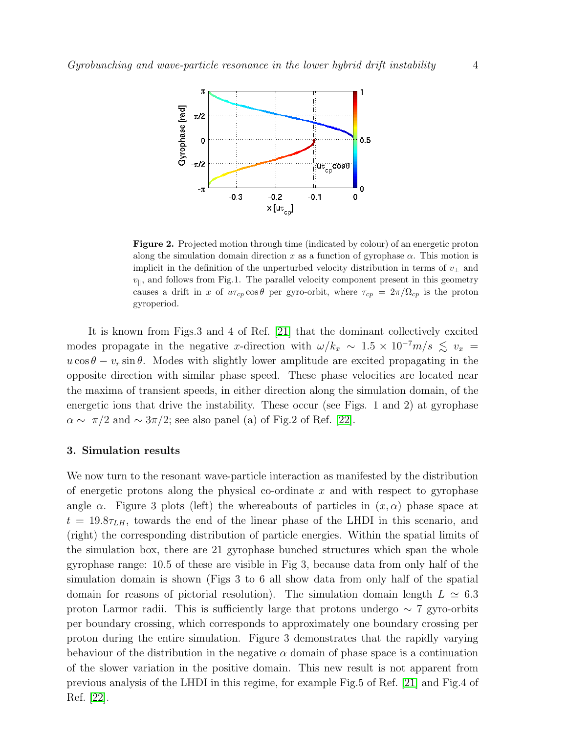**Figure 2.** Projected motion through time (indicated by colour) of an energetic proton along the simulation domain direction $x$ as a function of gyrophase $\alpha$. This motion is implicit in the definition of the unperturbed velocity distribution in terms of $v_\perp$ and $v_\parallel$, and follows from Fig.1. The parallel velocity component present in this geometry causes a drift in $x$ of $u\tau_{cp}\cos\theta$ per gyro-orbit, where $\tau_{cp} = 2\pi/\Omega_{cp}$ is the proton gyroperiod.

It is known from Figs.3 and 4 of Ref. [21] that the dominant collectively excited modes propagate in the negative $x$-direction with $\omega/k_x \sim 1.5 \times 10^{-7} m/s \lesssim v_x = u\cos\theta - v_r \sin\theta$. Modes with slightly lower amplitude are excited propagating in the opposite direction with similar phase speed. These phase velocities are located near the maxima of transient speeds, in either direction along the simulation domain, of the energetic ions that drive the instability. These occur (see Figs. 1 and 2) at gyrophase $\alpha \sim \pi/2$ and $\sim 3\pi/2$; see also panel (a) of Fig.2 of Ref. [22].

## 3. Simulation results

We now turn to the resonant wave-particle interaction as manifested by the distribution of energetic protons along the physical co-ordinate $x$ and with respect to gyrophase angle $\alpha$. Figure 3 plots (left) the whereabouts of particles in $(x, \alpha)$ phase space at $t = 19.8\tau_{LH}$, towards the end of the linear phase of the LHDI in this scenario, and (right) the corresponding distribution of particle energies. Within the spatial limits of the simulation box, there are 21 gyrophase bunched structures which span the whole gyrophase range: 10.5 of these are visible in Fig 3, because data from only half of the simulation domain is shown (Figs 3 to 6 all show data from only half of the spatial domain for reasons of pictorial resolution). The simulation domain length $L \simeq 6.3$ proton Larmor radii. This is sufficiently large that protons undergo $\sim 7$ gyro-orbits per boundary crossing, which corresponds to approximately one boundary crossing per proton during the entire simulation. Figure 3 demonstrates that the rapidly varying behaviour of the distribution in the negative $\alpha$ domain of phase space is a continuation of the slower variation in the positive domain. This new result is not apparent from previous analysis of the LHDI in this regime, for example Fig.5 of Ref. [21] and Fig.4 of Ref. [22].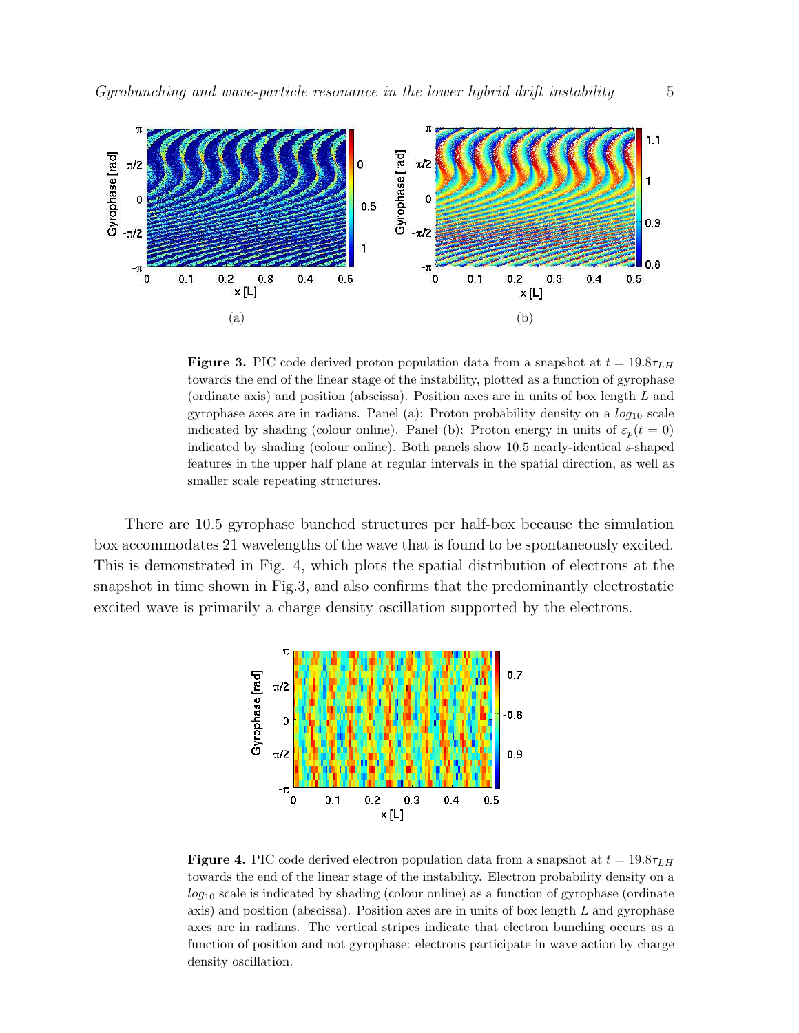(a)

(b)

**Figure 3.** PIC code derived proton population data from a snapshot at $t = 19.8\tau_{LH}$ towards the end of the linear stage of the instability, plotted as a function of gyrophase (ordinate axis) and position (abscissa). Position axes are in units of box length $L$ and gyrophase axes are in radians. Panel (a): Proton probability density on a $log_{10}$ scale indicated by shading (colour online). Panel (b): Proton energy in units of $\varepsilon_p(t = 0)$ indicated by shading (colour online). Both panels show 10.5 nearly-identical $s$-shaped features in the upper half plane at regular intervals in the spatial direction, as well as smaller scale repeating structures.

There are 10.5 gyrophase bunched structures per half-box because the simulation box accommodates 21 wavelengths of the wave that is found to be spontaneously excited. This is demonstrated in Fig. 4, which plots the spatial distribution of electrons at the snapshot in time shown in Fig.3, and also confirms that the predominantly electrostatic excited wave is primarily a charge density oscillation supported by the electrons.

**Figure 4.** PIC code derived electron population data from a snapshot at $t = 19.8\tau_{LH}$ towards the end of the linear stage of the instability. Electron probability density on a $log_{10}$ scale is indicated by shading (colour online) as a function of gyrophase (ordinate axis) and position (abscissa). Position axes are in units of box length $L$ and gyrophase axes are in radians. The vertical stripes indicate that electron bunching occurs as a function of position and not gyrophase: electrons participate in wave action by charge density oscillation.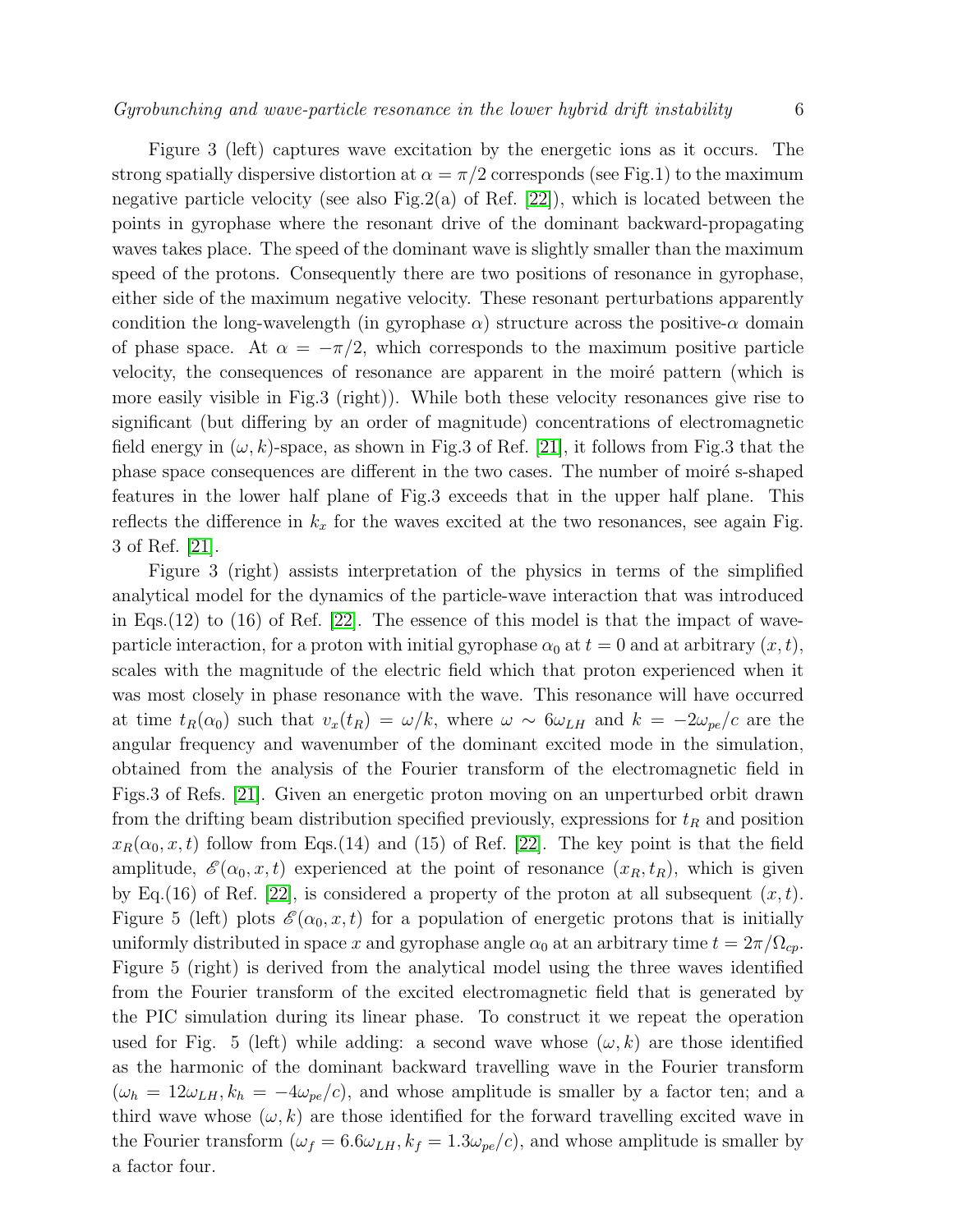Figure 3 (left) captures wave excitation by the energetic ions as it occurs. The strong spatially dispersive distortion at $\alpha = \pi/2$ corresponds (see Fig.1) to the maximum negative particle velocity (see also Fig.2(a) of Ref. [22]), which is located between the points in gyrophase where the resonant drive of the dominant backward-propagating waves takes place. The speed of the dominant wave is slightly smaller than the maximum speed of the protons. Consequently there are two positions of resonance in gyrophase, either side of the maximum negative velocity. These resonant perturbations apparently condition the long-wavelength (in gyrophase $\alpha$) structure across the positive-$\alpha$ domain of phase space. At $\alpha = -\pi/2$, which corresponds to the maximum positive particle velocity, the consequences of resonance are apparent in the moiré pattern (which is more easily visible in Fig.3 (right)). While both these velocity resonances give rise to significant (but differing by an order of magnitude) concentrations of electromagnetic field energy in $(\omega, k)$-space, as shown in Fig.3 of Ref. [21], it follows from Fig.3 that the phase space consequences are different in the two cases. The number of moiré s-shaped features in the lower half plane of Fig.3 exceeds that in the upper half plane. This reflects the difference in $k_x$ for the waves excited at the two resonances, see again Fig. 3 of Ref. [21].

Figure 3 (right) assists interpretation of the physics in terms of the simplified analytical model for the dynamics of the particle-wave interaction that was introduced in Eqs.(12) to (16) of Ref. [22]. The essence of this model is that the impact of wave-particle interaction, for a proton with initial gyrophase $\alpha_0$ at $t = 0$ and at arbitrary $(x, t)$, scales with the magnitude of the electric field which that proton experienced when it was most closely in phase resonance with the wave. This resonance will have occurred at time $t_R(\alpha_0)$ such that $v_x(t_R) = \omega/k$, where $\omega \sim 6\omega_{LH}$ and $k = -2\omega_{pe}/c$ are the angular frequency and wavenumber of the dominant excited mode in the simulation, obtained from the analysis of the Fourier transform of the electromagnetic field in Figs.3 of Refs. [21]. Given an energetic proton moving on an unperturbed orbit drawn from the drifting beam distribution specified previously, expressions for $t_R$ and position $x_R(\alpha_0, x, t)$ follow from Eqs.(14) and (15) of Ref. [22]. The key point is that the field amplitude, $\mathscr{E}(\alpha_0, x, t)$ experienced at the point of resonance $(x_R, t_R)$, which is given by Eq.(16) of Ref. [22], is considered a property of the proton at all subsequent $(x, t)$. Figure 5 (left) plots $\mathscr{E}(\alpha_0, x, t)$ for a population of energetic protons that is initially uniformly distributed in space $x$ and gyrophase angle $\alpha_0$ at an arbitrary time $t = 2\pi/\Omega_{cp}$. Figure 5 (right) is derived from the analytical model using the three waves identified from the Fourier transform of the excited electromagnetic field that is generated by the PIC simulation during its linear phase. To construct it we repeat the operation used for Fig. 5 (left) while adding: a second wave whose $(\omega, k)$ are those identified as the harmonic of the dominant backward travelling wave in the Fourier transform ($\omega_h = 12\omega_{LH}, k_h = -4\omega_{pe}/c$), and whose amplitude is smaller by a factor ten; and a third wave whose $(\omega, k)$ are those identified for the forward travelling excited wave in the Fourier transform ($\omega_f = 6.6\omega_{LH}, k_f = 1.3\omega_{pe}/c$), and whose amplitude is smaller by a factor four.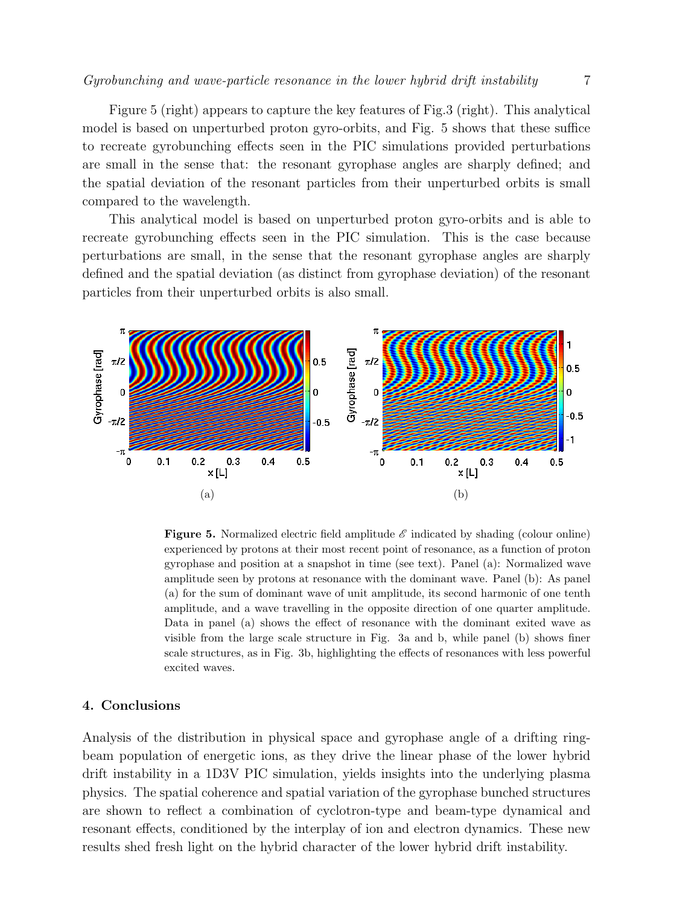Figure 5 (right) appears to capture the key features of Fig.3 (right). This analytical model is based on unperturbed proton gyro-orbits, and Fig. 5 shows that these suffice to recreate gyrobunching effects seen in the PIC simulations provided perturbations are small in the sense that: the resonant gyrophase angles are sharply defined; and the spatial deviation of the resonant particles from their unperturbed orbits is small compared to the wavelength.

This analytical model is based on unperturbed proton gyro-orbits and is able to recreate gyrobunching effects seen in the PIC simulation. This is the case because perturbations are small, in the sense that the resonant gyrophase angles are sharply defined and the spatial deviation (as distinct from gyrophase deviation) of the resonant particles from their unperturbed orbits is also small.

(a)

(b)

**Figure 5.** Normalized electric field amplitude $\mathscr{E}$ indicated by shading (colour online) experienced by protons at their most recent point of resonance, as a function of proton gyrophase and position at a snapshot in time (see text). Panel (a): Normalized wave amplitude seen by protons at resonance with the dominant wave. Panel (b): As panel (a) for the sum of dominant wave of unit amplitude, its second harmonic of one tenth amplitude, and a wave travelling in the opposite direction of one quarter amplitude. Data in panel (a) shows the effect of resonance with the dominant exited wave as visible from the large scale structure in Fig. 3a and b, while panel (b) shows finer scale structures, as in Fig. 3b, highlighting the effects of resonances with less powerful excited waves.

## 4. Conclusions

Analysis of the distribution in physical space and gyrophase angle of a drifting ring-beam population of energetic ions, as they drive the linear phase of the lower hybrid drift instability in a 1D3V PIC simulation, yields insights into the underlying plasma physics. The spatial coherence and spatial variation of the gyrophase bunched structures are shown to reflect a combination of cyclotron-type and beam-type dynamical and resonant effects, conditioned by the interplay of ion and electron dynamics. These new results shed fresh light on the hybrid character of the lower hybrid drift instability.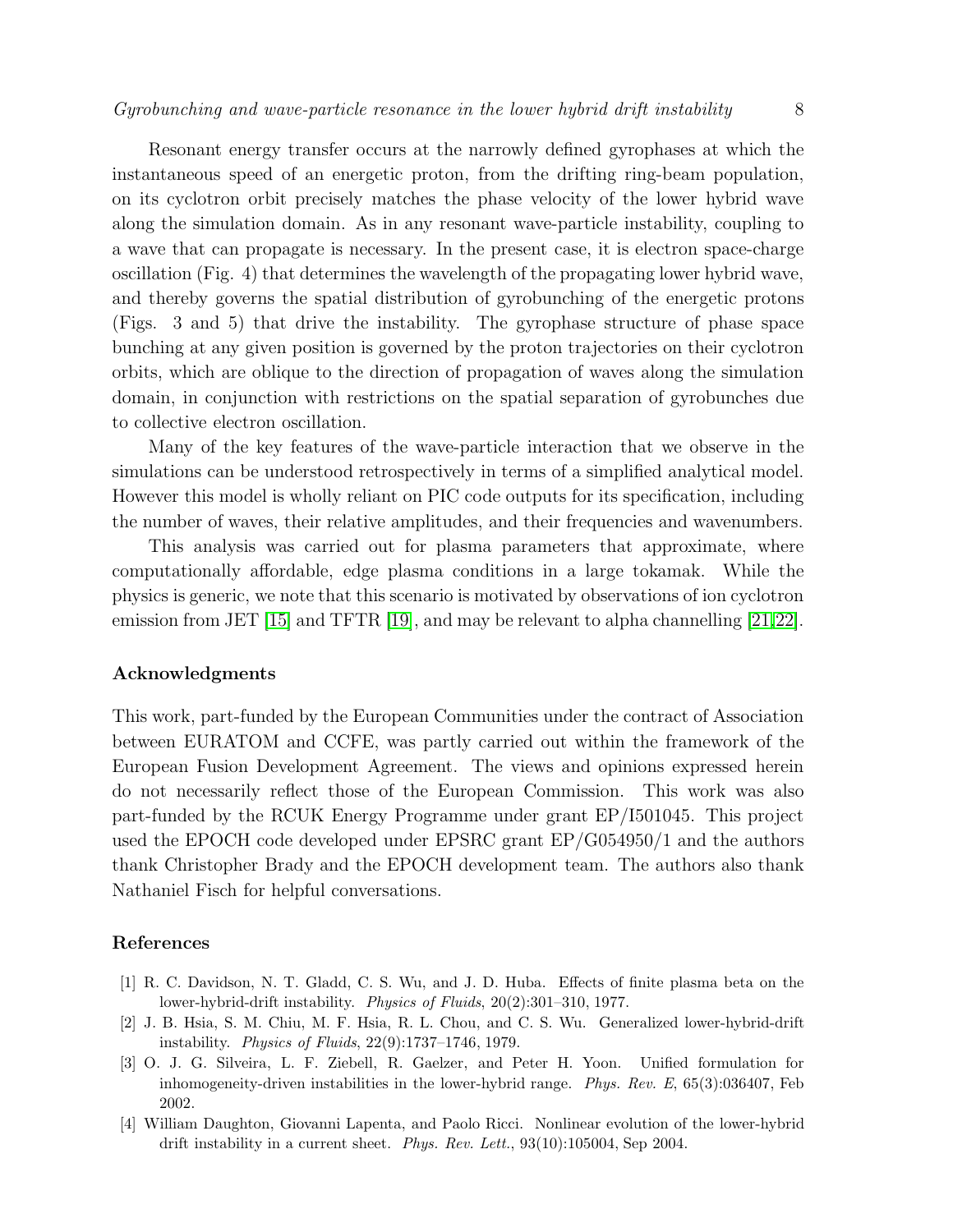Resonant energy transfer occurs at the narrowly defined gyrophases at which the instantaneous speed of an energetic proton, from the drifting ring-beam population, on its cyclotron orbit precisely matches the phase velocity of the lower hybrid wave along the simulation domain. As in any resonant wave-particle instability, coupling to a wave that can propagate is necessary. In the present case, it is electron space-charge oscillation (Fig. 4) that determines the wavelength of the propagating lower hybrid wave, and thereby governs the spatial distribution of gyrobunching of the energetic protons (Figs. 3 and 5) that drive the instability. The gyrophase structure of phase space bunching at any given position is governed by the proton trajectories on their cyclotron orbits, which are oblique to the direction of propagation of waves along the simulation domain, in conjunction with restrictions on the spatial separation of gyrobunches due to collective electron oscillation.

Many of the key features of the wave-particle interaction that we observe in the simulations can be understood retrospectively in terms of a simplified analytical model. However this model is wholly reliant on PIC code outputs for its specification, including the number of waves, their relative amplitudes, and their frequencies and wavenumbers.

This analysis was carried out for plasma parameters that approximate, where computationally affordable, edge plasma conditions in a large tokamak. While the physics is generic, we note that this scenario is motivated by observations of ion cyclotron emission from JET [15] and TFTR [19], and may be relevant to alpha channelling [21,22].

### Acknowledgments

This work, part-funded by the European Communities under the contract of Association between EURATOM and CCFE, was partly carried out within the framework of the European Fusion Development Agreement. The views and opinions expressed herein do not necessarily reflect those of the European Commission. This work was also part-funded by the RCUK Energy Programme under grant EP/I501045. This project used the EPOCH code developed under EPSRC grant EP/G054950/1 and the authors thank Christopher Brady and the EPOCH development team. The authors also thank Nathaniel Fisch for helpful conversations.

### References

[1] R. C. Davidson, N. T. Gladd, C. S. Wu, and J. D. Huba. Effects of finite plasma beta on the lower-hybrid-drift instability. *Physics of Fluids*, 20(2):301–310, 1977.

[2] J. B. Hsia, S. M. Chiu, M. F. Hsia, R. L. Chou, and C. S. Wu. Generalized lower-hybrid-drift instability. *Physics of Fluids*, 22(9):1737–1746, 1979.

[3] O. J. G. Silveira, L. F. Ziebell, R. Gaelzer, and Peter H. Yoon. Unified formulation for inhomogeneity-driven instabilities in the lower-hybrid range. *Phys. Rev. E*, 65(3):036407, Feb 2002.

[4] William Daughton, Giovanni Lapenta, and Paolo Ricci. Nonlinear evolution of the lower-hybrid drift instability in a current sheet. *Phys. Rev. Lett.*, 93(10):105004, Sep 2004.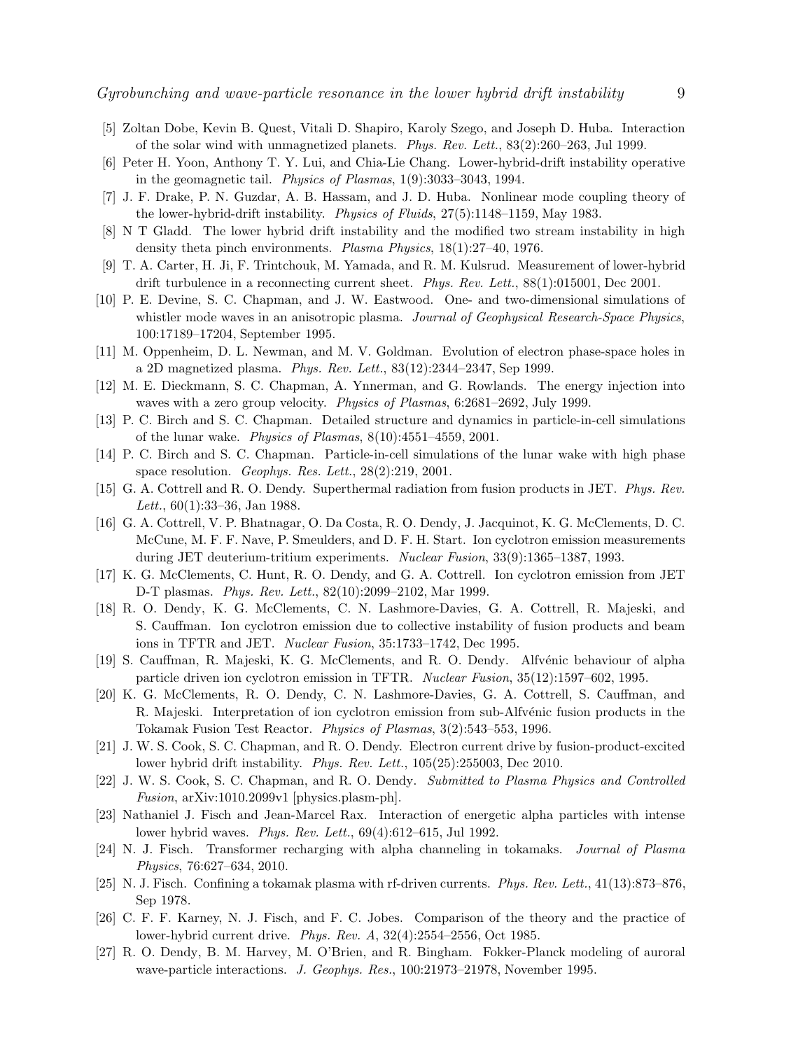[5] Zoltan Dobe, Kevin B. Quest, Vitali D. Shapiro, Karoly Szego, and Joseph D. Huba. Interaction of the solar wind with unmagnetized planets. *Phys. Rev. Lett.*, 83(2):260–263, Jul 1999.

[6] Peter H. Yoon, Anthony T. Y. Lui, and Chia-Lie Chang. Lower-hybrid-drift instability operative in the geomagnetic tail. *Physics of Plasmas*, 1(9):3033–3043, 1994.

[7] J. F. Drake, P. N. Guzdar, A. B. Hassam, and J. D. Huba. Nonlinear mode coupling theory of the lower-hybrid-drift instability. *Physics of Fluids*, 27(5):1148–1159, May 1983.

[8] N T Gladd. The lower hybrid drift instability and the modified two stream instability in high density theta pinch environments. *Plasma Physics*, 18(1):27–40, 1976.

[9] T. A. Carter, H. Ji, F. Trintchouk, M. Yamada, and R. M. Kulsrud. Measurement of lower-hybrid drift turbulence in a reconnecting current sheet. *Phys. Rev. Lett.*, 88(1):015001, Dec 2001.

[10] P. E. Devine, S. C. Chapman, and J. W. Eastwood. One- and two-dimensional simulations of whistler mode waves in an anisotropic plasma. *Journal of Geophysical Research-Space Physics*, 100:17189–17204, September 1995.

[11] M. Oppenheim, D. L. Newman, and M. V. Goldman. Evolution of electron phase-space holes in a 2D magnetized plasma. *Phys. Rev. Lett.*, 83(12):2344–2347, Sep 1999.

[12] M. E. Dieckmann, S. C. Chapman, A. Ynnerman, and G. Rowlands. The energy injection into waves with a zero group velocity. *Physics of Plasmas*, 6:2681–2692, July 1999.

[13] P. C. Birch and S. C. Chapman. Detailed structure and dynamics in particle-in-cell simulations of the lunar wake. *Physics of Plasmas*, 8(10):4551–4559, 2001.

[14] P. C. Birch and S. C. Chapman. Particle-in-cell simulations of the lunar wake with high phase space resolution. *Geophys. Res. Lett.*, 28(2):219, 2001.

[15] G. A. Cottrell and R. O. Dendy. Superthermal radiation from fusion products in JET. *Phys. Rev. Lett.*, 60(1):33–36, Jan 1988.

[16] G. A. Cottrell, V. P. Bhatnagar, O. Da Costa, R. O. Dendy, J. Jacquinot, K. G. McClements, D. C. McCune, M. F. F. Nave, P. Smeulders, and D. F. H. Start. Ion cyclotron emission measurements during JET deuterium-tritium experiments. *Nuclear Fusion*, 33(9):1365–1387, 1993.

[17] K. G. McClements, C. Hunt, R. O. Dendy, and G. A. Cottrell. Ion cyclotron emission from JET D-T plasmas. *Phys. Rev. Lett.*, 82(10):2099–2102, Mar 1999.

[18] R. O. Dendy, K. G. McClements, C. N. Lashmore-Davies, G. A. Cottrell, R. Majeski, and S. Cauffman. Ion cyclotron emission due to collective instability of fusion products and beam ions in TFTR and JET. *Nuclear Fusion*, 35:1733–1742, Dec 1995.

[19] S. Cauffman, R. Majeski, K. G. McClements, and R. O. Dendy. Alfvénic behaviour of alpha particle driven ion cyclotron emission in TFTR. *Nuclear Fusion*, 35(12):1597–602, 1995.

[20] K. G. McClements, R. O. Dendy, C. N. Lashmore-Davies, G. A. Cottrell, S. Cauffman, and R. Majeski. Interpretation of ion cyclotron emission from sub-Alfvénic fusion products in the Tokamak Fusion Test Reactor. *Physics of Plasmas*, 3(2):543–553, 1996.

[21] J. W. S. Cook, S. C. Chapman, and R. O. Dendy. Electron current drive by fusion-product-excited lower hybrid drift instability. *Phys. Rev. Lett.*, 105(25):255003, Dec 2010.

[22] J. W. S. Cook, S. C. Chapman, and R. O. Dendy. *Submitted to Plasma Physics and Controlled Fusion*, arXiv:1010.2099v1 [physics.plasm-ph].

[23] Nathaniel J. Fisch and Jean-Marcel Rax. Interaction of energetic alpha particles with intense lower hybrid waves. *Phys. Rev. Lett.*, 69(4):612–615, Jul 1992.

[24] N. J. Fisch. Transformer recharging with alpha channeling in tokamaks. *Journal of Plasma Physics*, 76:627–634, 2010.

[25] N. J. Fisch. Confining a tokamak plasma with rf-driven currents. *Phys. Rev. Lett.*, 41(13):873–876, Sep 1978.

[26] C. F. F. Karney, N. J. Fisch, and F. C. Jobes. Comparison of the theory and the practice of lower-hybrid current drive. *Phys. Rev. A*, 32(4):2554–2556, Oct 1985.

[27] R. O. Dendy, B. M. Harvey, M. O'Brien, and R. Bingham. Fokker-Planck modeling of auroral wave-particle interactions. *J. Geophys. Res.*, 100:21973–21978, November 1995.